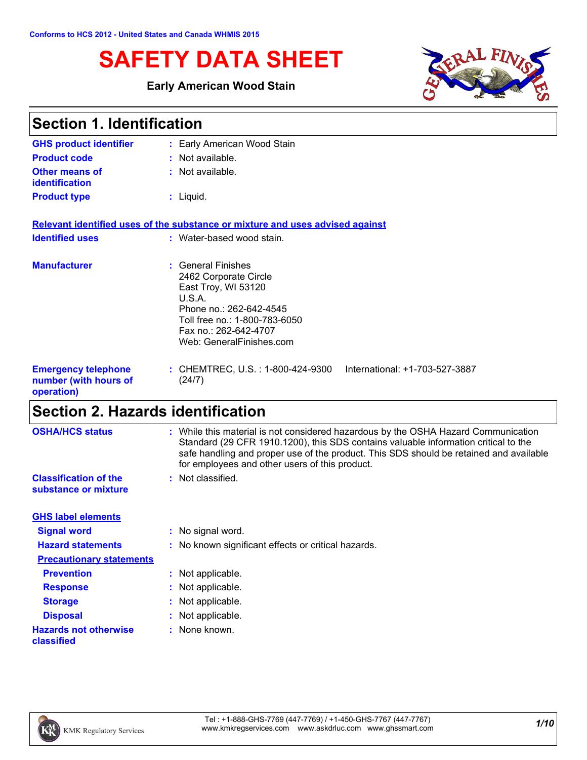Conforms to HCS 2012 - United States and Canada WHMIS 2015

# SAFETY DATA SHEET

**Early American Wood Stain**

## Section 1. Identification

| | |
|---|---|
| **GHS product identifier** | : Early American Wood Stain |
| **Product code** | : Not available. |
| **Other means of identification** | : Not available. |
| **Product type** | : Liquid. |

**Relevant identified uses of the substance or mixture and uses advised against**

| | |
|---|---|
| **Identified uses** | : Water-based wood stain. |
| **Manufacturer** | : General Finishes<br>2462 Corporate Circle<br>East Troy, WI 53120<br>U.S.A.<br>Phone no.: 262-642-4545<br>Toll free no.: 1-800-783-6050<br>Fax no.: 262-642-4707<br>Web: GeneralFinishes.com |
| **Emergency telephone number (with hours of operation)** | : CHEMTREC, U.S. : 1-800-424-9300 International: +1-703-527-3887 (24/7) |

## Section 2. Hazards identification

| | |
|---|---|
| **OSHA/HCS status** | : While this material is not considered hazardous by the OSHA Hazard Communication Standard (29 CFR 1910.1200), this SDS contains valuable information critical to the safe handling and proper use of the product. This SDS should be retained and available for employees and other users of this product. |
| **Classification of the substance or mixture** | : Not classified. |

**GHS label elements**

| | |
|---|---|
| **Signal word** | : No signal word. |
| **Hazard statements** | : No known significant effects or critical hazards. |

**Precautionary statements**

| | |
|---|---|
| **Prevention** | : Not applicable. |
| **Response** | : Not applicable. |
| **Storage** | : Not applicable. |
| **Disposal** | : Not applicable. |
| **Hazards not otherwise classified** | : None known. |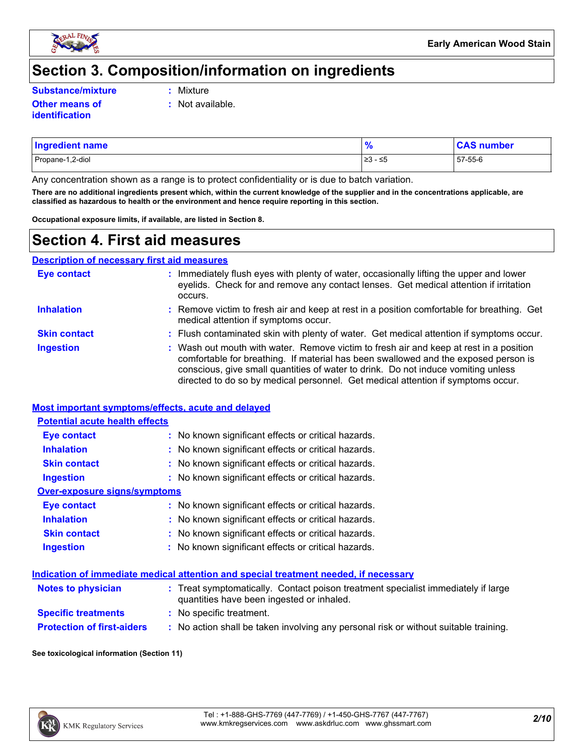# Section 3. Composition/information on ingredients

**Substance/mixture** : Mixture

**Other means of identification** : Not available.

| Ingredient name | % | CAS number |
| --- | --- | --- |
| Propane-1,2-diol | ≥3 - ≤5 | 57-55-6 |

Any concentration shown as a range is to protect confidentiality or is due to batch variation.

**There are no additional ingredients present which, within the current knowledge of the supplier and in the concentrations applicable, are classified as hazardous to health or the environment and hence require reporting in this section.**

**Occupational exposure limits, if available, are listed in Section 8.**

# Section 4. First aid measures

## Description of necessary first aid measures

**Eye contact** : Immediately flush eyes with plenty of water, occasionally lifting the upper and lower eyelids. Check for and remove any contact lenses. Get medical attention if irritation occurs.

**Inhalation** : Remove victim to fresh air and keep at rest in a position comfortable for breathing. Get medical attention if symptoms occur.

**Skin contact** : Flush contaminated skin with plenty of water. Get medical attention if symptoms occur.

**Ingestion** : Wash out mouth with water. Remove victim to fresh air and keep at rest in a position comfortable for breathing. If material has been swallowed and the exposed person is conscious, give small quantities of water to drink. Do not induce vomiting unless directed to do so by medical personnel. Get medical attention if symptoms occur.

## Most important symptoms/effects, acute and delayed

### Potential acute health effects

**Eye contact** : No known significant effects or critical hazards.

**Inhalation** : No known significant effects or critical hazards.

**Skin contact** : No known significant effects or critical hazards.

**Ingestion** : No known significant effects or critical hazards.

### Over-exposure signs/symptoms

**Eye contact** : No known significant effects or critical hazards.

**Inhalation** : No known significant effects or critical hazards.

**Skin contact** : No known significant effects or critical hazards.

**Ingestion** : No known significant effects or critical hazards.

## Indication of immediate medical attention and special treatment needed, if necessary

**Notes to physician** : Treat symptomatically. Contact poison treatment specialist immediately if large quantities have been ingested or inhaled.

**Specific treatments** : No specific treatment.

**Protection of first-aiders** : No action shall be taken involving any personal risk or without suitable training.

**See toxicological information (Section 11)**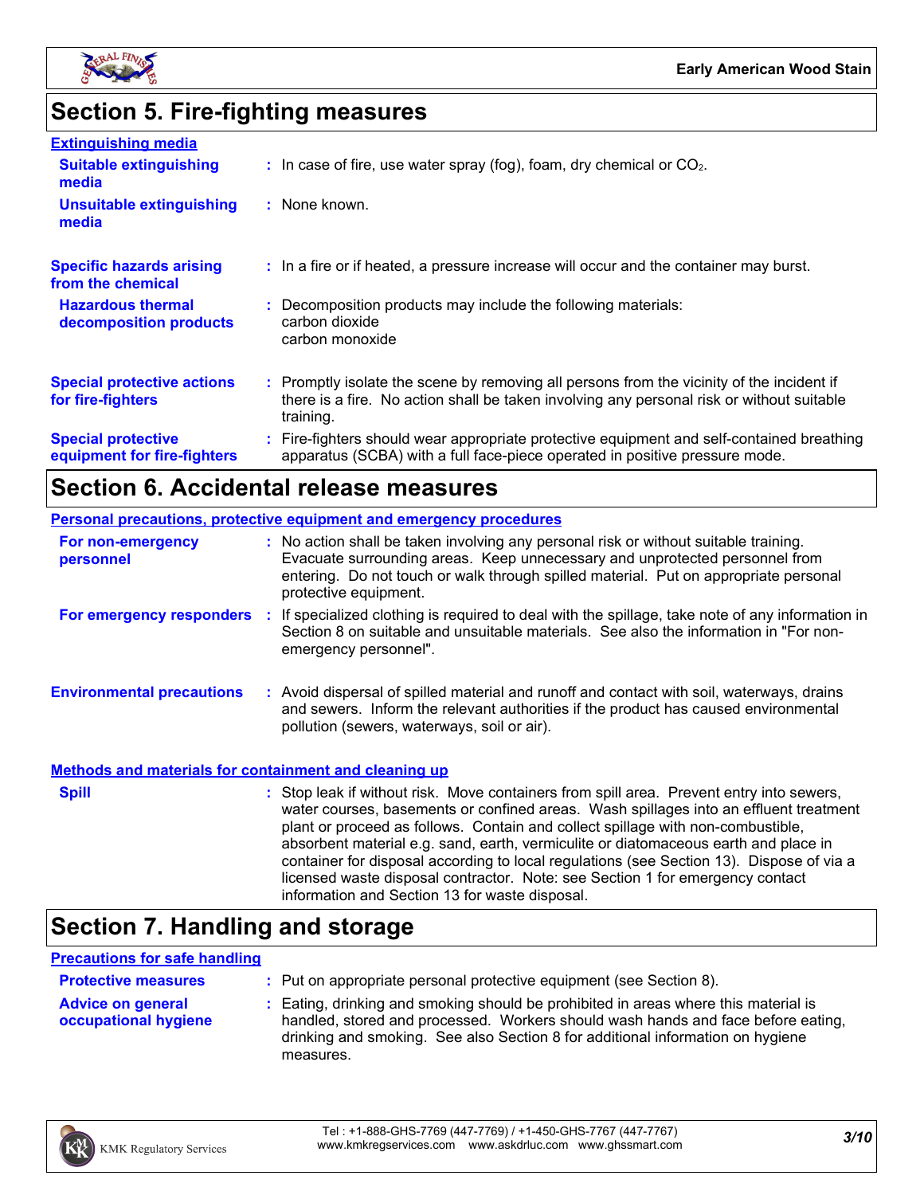## Section 5. Fire-fighting measures

### Extinguishing media

**Suitable extinguishing media** : In case of fire, use water spray (fog), foam, dry chemical or $CO_2$.

**Unsuitable extinguishing media** : None known.

**Specific hazards arising from the chemical** : In a fire or if heated, a pressure increase will occur and the container may burst.

**Hazardous thermal decomposition products** : Decomposition products may include the following materials:
carbon dioxide
carbon monoxide

**Special protective actions for fire-fighters** : Promptly isolate the scene by removing all persons from the vicinity of the incident if there is a fire. No action shall be taken involving any personal risk or without suitable training.

**Special protective equipment for fire-fighters** : Fire-fighters should wear appropriate protective equipment and self-contained breathing apparatus (SCBA) with a full face-piece operated in positive pressure mode.

## Section 6. Accidental release measures

### Personal precautions, protective equipment and emergency procedures

**For non-emergency personnel** : No action shall be taken involving any personal risk or without suitable training. Evacuate surrounding areas. Keep unnecessary and unprotected personnel from entering. Do not touch or walk through spilled material. Put on appropriate personal protective equipment.

**For emergency responders** : If specialized clothing is required to deal with the spillage, take note of any information in Section 8 on suitable and unsuitable materials. See also the information in "For non-emergency personnel".

**Environmental precautions** : Avoid dispersal of spilled material and runoff and contact with soil, waterways, drains and sewers. Inform the relevant authorities if the product has caused environmental pollution (sewers, waterways, soil or air).

### Methods and materials for containment and cleaning up

**Spill** : Stop leak if without risk. Move containers from spill area. Prevent entry into sewers, water courses, basements or confined areas. Wash spillages into an effluent treatment plant or proceed as follows. Contain and collect spillage with non-combustible, absorbent material e.g. sand, earth, vermiculite or diatomaceous earth and place in container for disposal according to local regulations (see Section 13). Dispose of via a licensed waste disposal contractor. Note: see Section 1 for emergency contact information and Section 13 for waste disposal.

## Section 7. Handling and storage

### Precautions for safe handling

**Protective measures** : Put on appropriate personal protective equipment (see Section 8).

**Advice on general occupational hygiene** : Eating, drinking and smoking should be prohibited in areas where this material is handled, stored and processed. Workers should wash hands and face before eating, drinking and smoking. See also Section 8 for additional information on hygiene measures.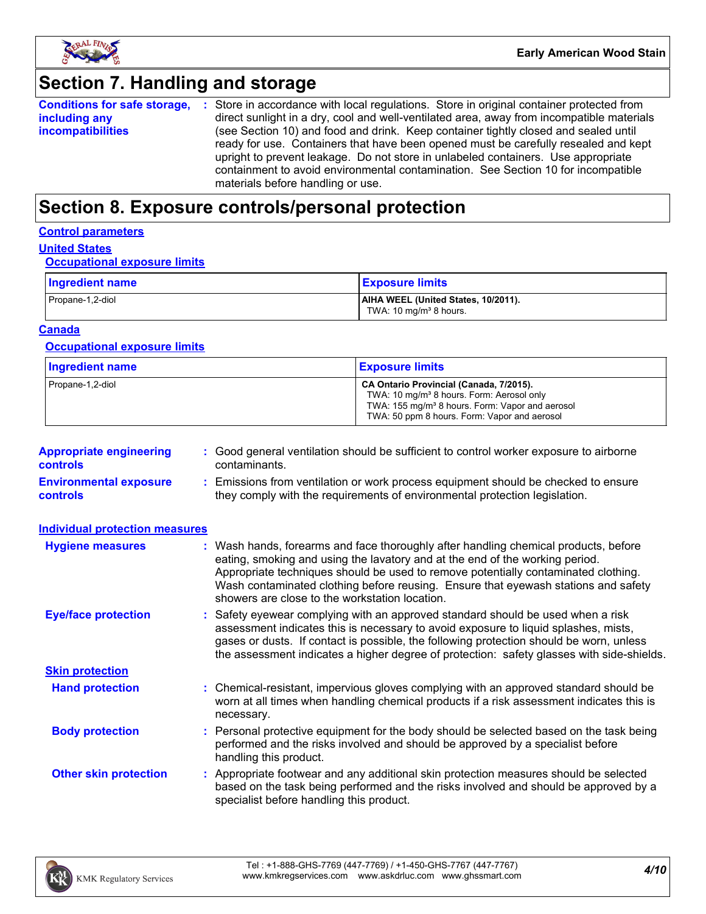# Section 7. Handling and storage

**Conditions for safe storage, including any incompatibilities** : Store in accordance with local regulations. Store in original container protected from direct sunlight in a dry, cool and well-ventilated area, away from incompatible materials (see Section 10) and food and drink. Keep container tightly closed and sealed until ready for use. Containers that have been opened must be carefully resealed and kept upright to prevent leakage. Do not store in unlabeled containers. Use appropriate containment to avoid environmental contamination. See Section 10 for incompatible materials before handling or use.

# Section 8. Exposure controls/personal protection

## Control parameters

### United States

#### Occupational exposure limits

| Ingredient name | Exposure limits |
| --- | --- |
| Propane-1,2-diol | **AIHA WEEL (United States, 10/2011).**<br>TWA: 10 mg/m³ 8 hours. |

### Canada

#### Occupational exposure limits

| Ingredient name | Exposure limits |
| --- | --- |
| Propane-1,2-diol | **CA Ontario Provincial (Canada, 7/2015).**<br>TWA: 10 mg/m³ 8 hours. Form: Aerosol only<br>TWA: 155 mg/m³ 8 hours. Form: Vapor and aerosol<br>TWA: 50 ppm 8 hours. Form: Vapor and aerosol |

**Appropriate engineering controls** : Good general ventilation should be sufficient to control worker exposure to airborne contaminants.

**Environmental exposure controls** : Emissions from ventilation or work process equipment should be checked to ensure they comply with the requirements of environmental protection legislation.

## Individual protection measures

**Hygiene measures** : Wash hands, forearms and face thoroughly after handling chemical products, before eating, smoking and using the lavatory and at the end of the working period. Appropriate techniques should be used to remove potentially contaminated clothing. Wash contaminated clothing before reusing. Ensure that eyewash stations and safety showers are close to the workstation location.

**Eye/face protection** : Safety eyewear complying with an approved standard should be used when a risk assessment indicates this is necessary to avoid exposure to liquid splashes, mists, gases or dusts. If contact is possible, the following protection should be worn, unless the assessment indicates a higher degree of protection: safety glasses with side-shields.

### Skin protection

**Hand protection** : Chemical-resistant, impervious gloves complying with an approved standard should be worn at all times when handling chemical products if a risk assessment indicates this is necessary.

**Body protection** : Personal protective equipment for the body should be selected based on the task being performed and the risks involved and should be approved by a specialist before handling this product.

**Other skin protection** : Appropriate footwear and any additional skin protection measures should be selected based on the task being performed and the risks involved and should be approved by a specialist before handling this product.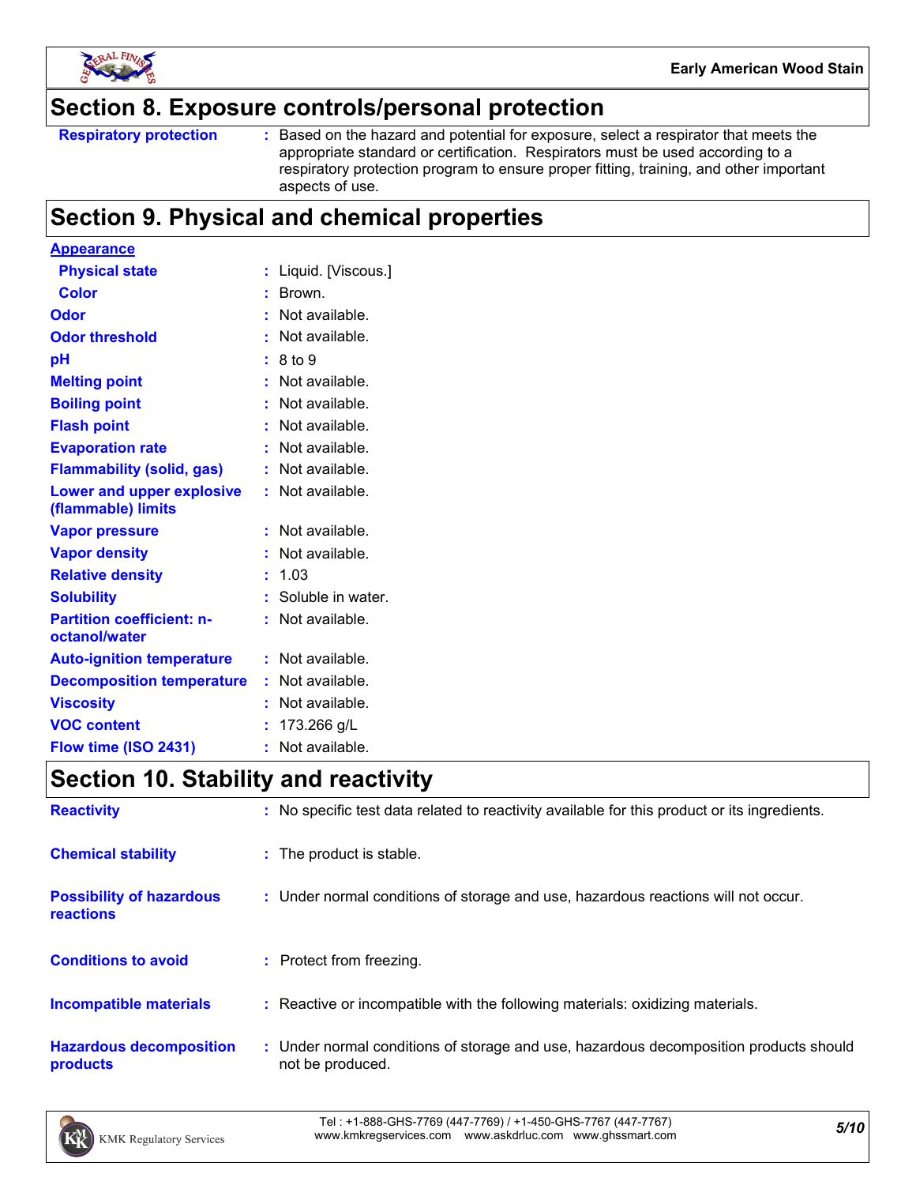## Section 8. Exposure controls/personal protection

**Respiratory protection** : Based on the hazard and potential for exposure, select a respirator that meets the appropriate standard or certification. Respirators must be used according to a respiratory protection program to ensure proper fitting, training, and other important aspects of use.

## Section 9. Physical and chemical properties

**Appearance**

| | |
|---|---|
| **Physical state** | : Liquid. [Viscous.] |
| **Color** | : Brown. |
| **Odor** | : Not available. |
| **Odor threshold** | : Not available. |
| **pH** | : 8 to 9 |
| **Melting point** | : Not available. |
| **Boiling point** | : Not available. |
| **Flash point** | : Not available. |
| **Evaporation rate** | : Not available. |
| **Flammability (solid, gas)** | : Not available. |
| **Lower and upper explosive (flammable) limits** | : Not available. |
| **Vapor pressure** | : Not available. |
| **Vapor density** | : Not available. |
| **Relative density** | : 1.03 |
| **Solubility** | : Soluble in water. |
| **Partition coefficient: n-octanol/water** | : Not available. |
| **Auto-ignition temperature** | : Not available. |
| **Decomposition temperature** | : Not available. |
| **Viscosity** | : Not available. |
| **VOC content** | : 173.266 g/L |
| **Flow time (ISO 2431)** | : Not available. |

## Section 10. Stability and reactivity

| | |
|---|---|
| **Reactivity** | : No specific test data related to reactivity available for this product or its ingredients. |
| **Chemical stability** | : The product is stable. |
| **Possibility of hazardous reactions** | : Under normal conditions of storage and use, hazardous reactions will not occur. |
| **Conditions to avoid** | : Protect from freezing. |
| **Incompatible materials** | : Reactive or incompatible with the following materials: oxidizing materials. |
| **Hazardous decomposition products** | : Under normal conditions of storage and use, hazardous decomposition products should not be produced. |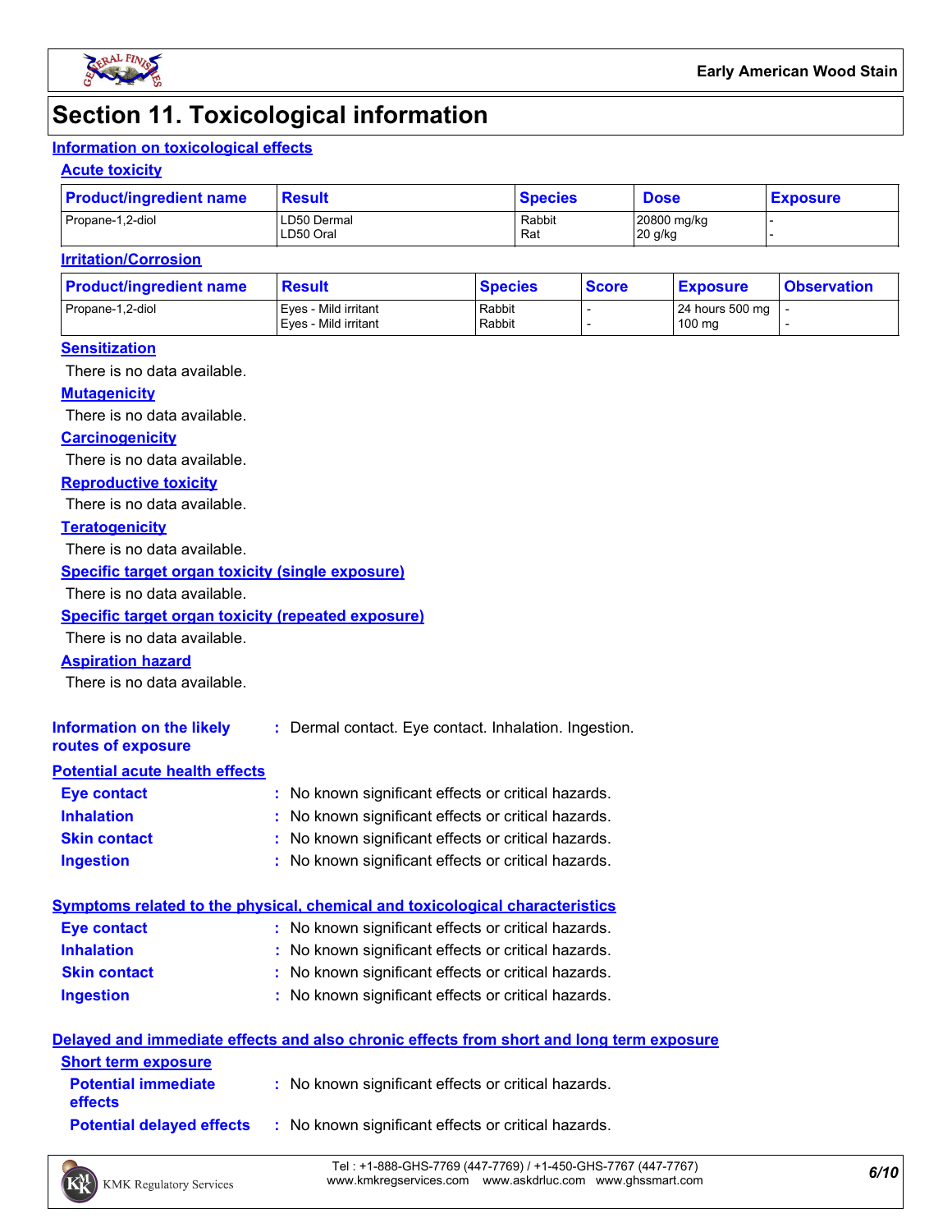# Section 11. Toxicological information

## Information on toxicological effects

### Acute toxicity

| Product/ingredient name | Result | Species | Dose | Exposure |
|---|---|---|---|---|
| Propane-1,2-diol | LD50 Dermal<br>LD50 Oral | Rabbit<br>Rat | 20800 mg/kg<br>20 g/kg | -<br>- |

### Irritation/Corrosion

| Product/ingredient name | Result | Species | Score | Exposure | Observation |
|---|---|---|---|---|---|
| Propane-1,2-diol | Eyes - Mild irritant<br>Eyes - Mild irritant | Rabbit<br>Rabbit | -<br>- | 24 hours 500 mg<br>100 mg | -<br>- |

### Sensitization

There is no data available.

### Mutagenicity

There is no data available.

### Carcinogenicity

There is no data available.

### Reproductive toxicity

There is no data available.

### Teratogenicity

There is no data available.

### Specific target organ toxicity (single exposure)

There is no data available.

### Specific target organ toxicity (repeated exposure)

There is no data available.

### Aspiration hazard

There is no data available.

**Information on the likely routes of exposure** : Dermal contact. Eye contact. Inhalation. Ingestion.

## Potential acute health effects

**Eye contact** : No known significant effects or critical hazards.
**Inhalation** : No known significant effects or critical hazards.
**Skin contact** : No known significant effects or critical hazards.
**Ingestion** : No known significant effects or critical hazards.

## Symptoms related to the physical, chemical and toxicological characteristics

**Eye contact** : No known significant effects or critical hazards.
**Inhalation** : No known significant effects or critical hazards.
**Skin contact** : No known significant effects or critical hazards.
**Ingestion** : No known significant effects or critical hazards.

## Delayed and immediate effects and also chronic effects from short and long term exposure

### Short term exposure

**Potential immediate effects** : No known significant effects or critical hazards.
**Potential delayed effects** : No known significant effects or critical hazards.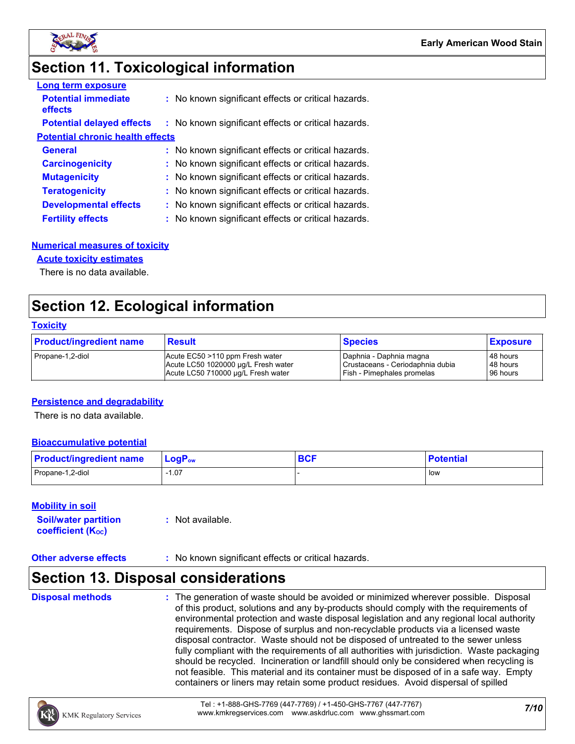## Section 11. Toxicological information

**Long term exposure**

**Potential immediate effects** : No known significant effects or critical hazards.

**Potential delayed effects** : No known significant effects or critical hazards.

**Potential chronic health effects**

**General** : No known significant effects or critical hazards.

**Carcinogenicity** : No known significant effects or critical hazards.

**Mutagenicity** : No known significant effects or critical hazards.

**Teratogenicity** : No known significant effects or critical hazards.

**Developmental effects** : No known significant effects or critical hazards.

**Fertility effects** : No known significant effects or critical hazards.

**Numerical measures of toxicity**

**Acute toxicity estimates**

There is no data available.

## Section 12. Ecological information

**Toxicity**

| Product/ingredient name | Result | Species | Exposure |
|---|---|---|---|
| Propane-1,2-diol | Acute EC50 >110 ppm Fresh water<br>Acute LC50 1020000 µg/L Fresh water<br>Acute LC50 710000 µg/L Fresh water | Daphnia - Daphnia magna<br>Crustaceans - Ceriodaphnia dubia<br>Fish - Pimephales promelas | 48 hours<br>48 hours<br>96 hours |

**Persistence and degradability**

There is no data available.

**Bioaccumulative potential**

| Product/ingredient name | $LogP_{ow}$ | BCF | Potential |
|---|---|---|---|
| Propane-1,2-diol | -1.07 | - | low |

**Mobility in soil**

**Soil/water partition coefficient ($K_{OC}$)** : Not available.

**Other adverse effects** : No known significant effects or critical hazards.

## Section 13. Disposal considerations

**Disposal methods** : The generation of waste should be avoided or minimized wherever possible. Disposal of this product, solutions and any by-products should comply with the requirements of environmental protection and waste disposal legislation and any regional local authority requirements. Dispose of surplus and non-recyclable products via a licensed waste disposal contractor. Waste should not be disposed of untreated to the sewer unless fully compliant with the requirements of all authorities with jurisdiction. Waste packaging should be recycled. Incineration or landfill should only be considered when recycling is not feasible. This material and its container must be disposed of in a safe way. Empty containers or liners may retain some product residues. Avoid dispersal of spilled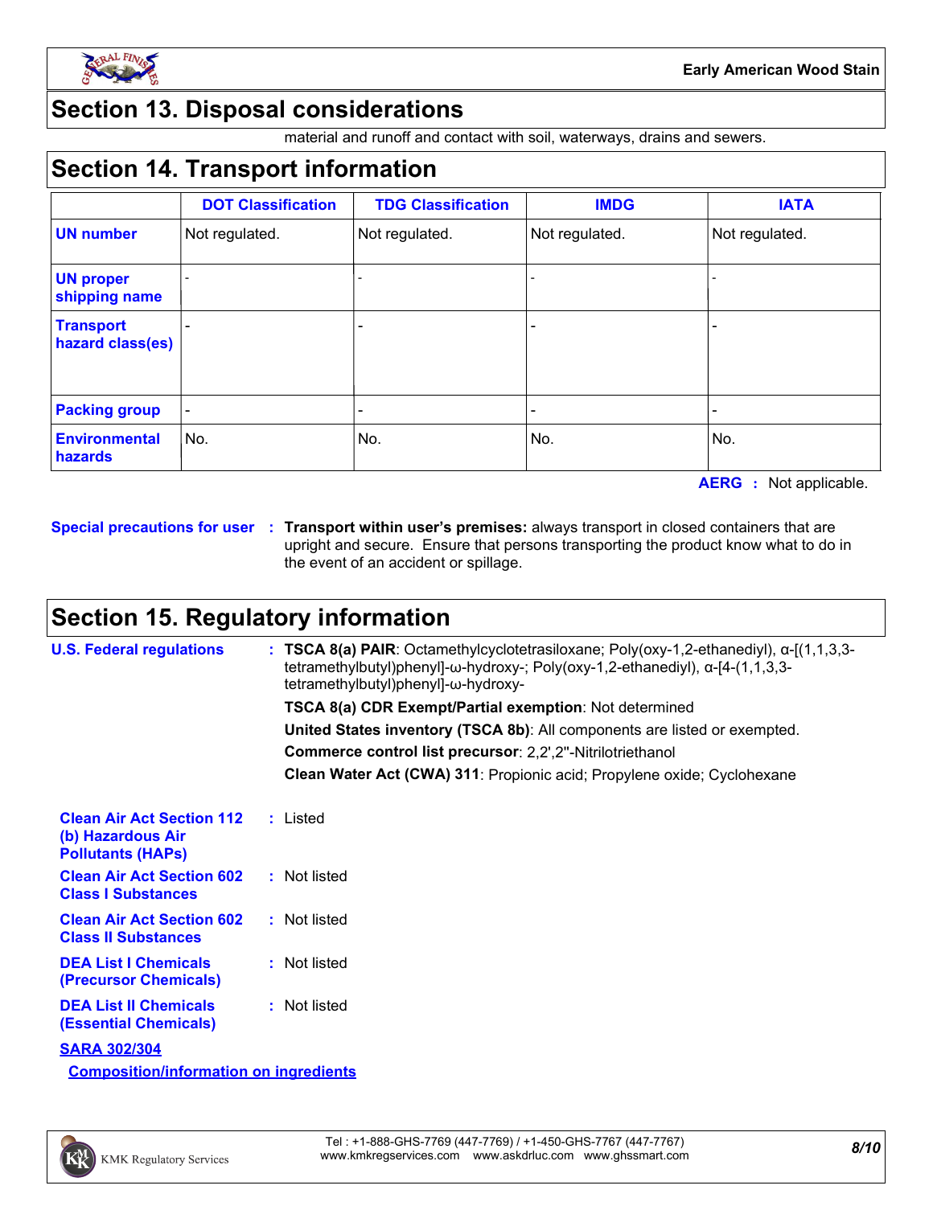## Section 13. Disposal considerations

material and runoff and contact with soil, waterways, drains and sewers.

## Section 14. Transport information

| | DOT Classification | TDG Classification | IMDG | IATA |
|---|---|---|---|---|
| **UN number** | Not regulated. | Not regulated. | Not regulated. | Not regulated. |
| **UN proper shipping name** | - | - | - | - |
| **Transport hazard class(es)** | - | - | - | - |
| **Packing group** | - | - | - | - |
| **Environmental hazards** | No. | No. | No. | No. |

**AERG :** Not applicable.

**Special precautions for user :** **Transport within user's premises:** always transport in closed containers that are upright and secure. Ensure that persons transporting the product know what to do in the event of an accident or spillage.

## Section 15. Regulatory information

**U.S. Federal regulations :** **TSCA 8(a) PAIR**: Octamethylcyclotetrasiloxane; Poly(oxy-1,2-ethanediyl), α-[(1,1,3,3-tetramethylbutyl)phenyl]-ω-hydroxy-; Poly(oxy-1,2-ethanediyl), α-[4-(1,1,3,3-tetramethylbutyl)phenyl]-ω-hydroxy-

**TSCA 8(a) CDR Exempt/Partial exemption**: Not determined

**United States inventory (TSCA 8b)**: All components are listed or exempted.

**Commerce control list precursor**: 2,2',2''-Nitrilotriethanol

**Clean Water Act (CWA) 311**: Propionic acid; Propylene oxide; Cyclohexane

**Clean Air Act Section 112 (b) Hazardous Air Pollutants (HAPs) :** Listed

**Clean Air Act Section 602 Class I Substances :** Not listed

**Clean Air Act Section 602 Class II Substances :** Not listed

**DEA List I Chemicals (Precursor Chemicals) :** Not listed

**DEA List II Chemicals (Essential Chemicals) :** Not listed

**SARA 302/304**

**Composition/information on ingredients**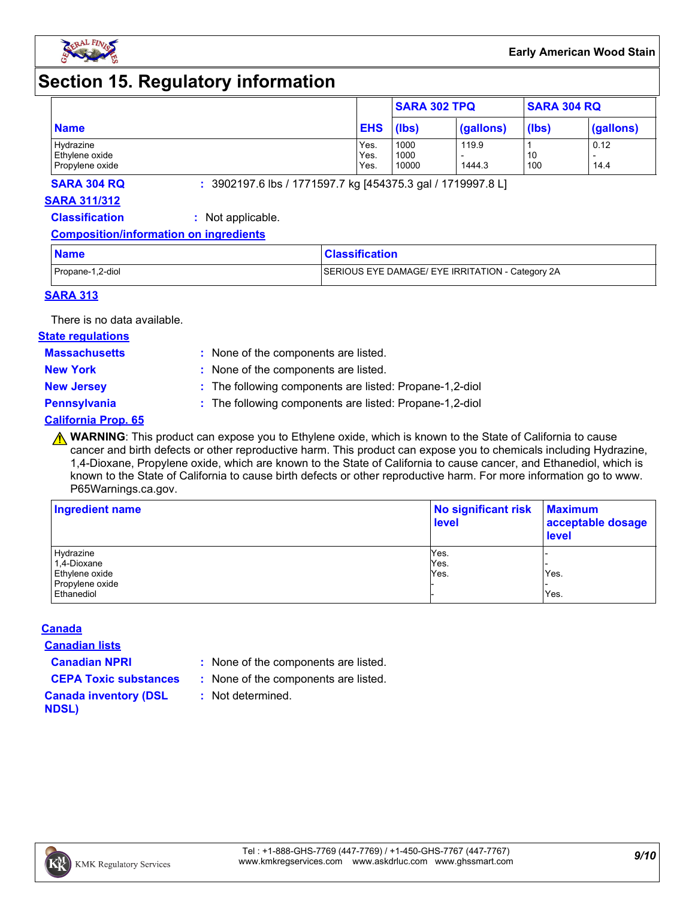# Section 15. Regulatory information

| Name | EHS | SARA 302 TPQ | | SARA 304 RQ | |
|---|---|---|---|---|---|
| | | (lbs) | (gallons) | (lbs) | (gallons) |
| Hydrazine | Yes. | 1000 | 119.9 | 1 | 0.12 |
| Ethylene oxide | Yes. | 1000 | - | 10 | - |
| Propylene oxide | Yes. | 10000 | 1444.3 | 100 | 14.4 |

**SARA 304 RQ** : 3902197.6 lbs / 1771597.7 kg [454375.3 gal / 1719997.8 L]

**SARA 311/312**

**Classification** : Not applicable.

**Composition/information on ingredients**

| Name | Classification |
|---|---|
| Propane-1,2-diol | SERIOUS EYE DAMAGE/ EYE IRRITATION - Category 2A |

**SARA 313**

There is no data available.

**State regulations**

**Massachusetts** : None of the components are listed.

**New York** : None of the components are listed.

**New Jersey** : The following components are listed: Propane-1,2-diol

**Pennsylvania** : The following components are listed: Propane-1,2-diol

**California Prop. 65**

⚠ **WARNING**: This product can expose you to Ethylene oxide, which is known to the State of California to cause cancer and birth defects or other reproductive harm. This product can expose you to chemicals including Hydrazine, 1,4-Dioxane, Propylene oxide, which are known to the State of California to cause cancer, and Ethanediol, which is known to the State of California to cause birth defects or other reproductive harm. For more information go to www.P65Warnings.ca.gov.

| Ingredient name | No significant risk level | Maximum acceptable dosage level |
|---|---|---|
| Hydrazine | Yes. | - |
| 1,4-Dioxane | Yes. | - |
| Ethylene oxide | Yes. | Yes. |
| Propylene oxide | - | - |
| Ethanediol | - | Yes. |

**Canada**

**Canadian lists**

**Canadian NPRI** : None of the components are listed.

**CEPA Toxic substances** : None of the components are listed.

**Canada inventory (DSL NDSL)** : Not determined.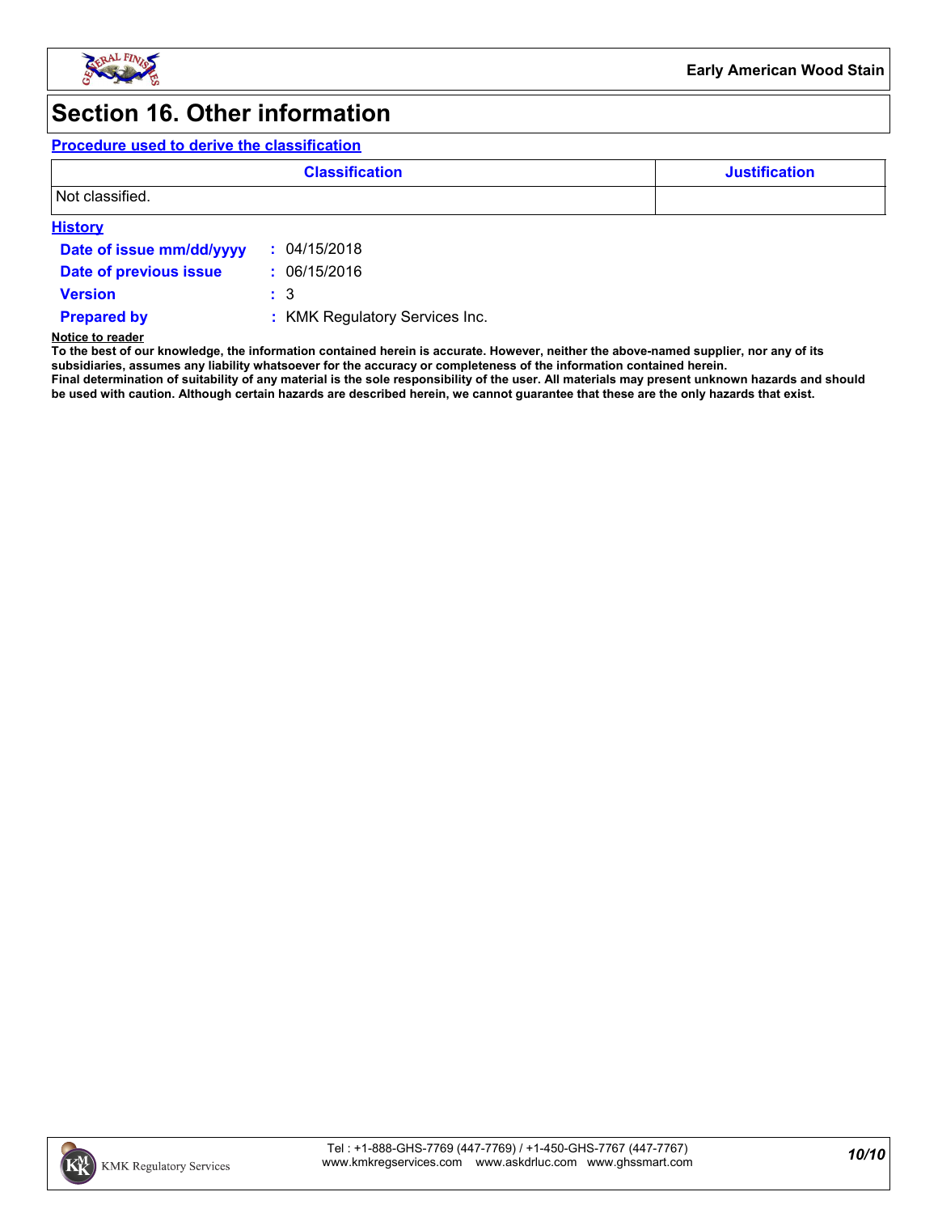# Section 16. Other information

**Procedure used to derive the classification**

| Classification | Justification |
| --- | --- |
| Not classified. | |

**History**

**Date of issue mm/dd/yyyy** : 04/15/2018

**Date of previous issue** : 06/15/2016

**Version** : 3

**Prepared by** : KMK Regulatory Services Inc.

**Notice to reader**

**To the best of our knowledge, the information contained herein is accurate. However, neither the above-named supplier, nor any of its subsidiaries, assumes any liability whatsoever for the accuracy or completeness of the information contained herein.**
**Final determination of suitability of any material is the sole responsibility of the user. All materials may present unknown hazards and should be used with caution. Although certain hazards are described herein, we cannot guarantee that these are the only hazards that exist.**